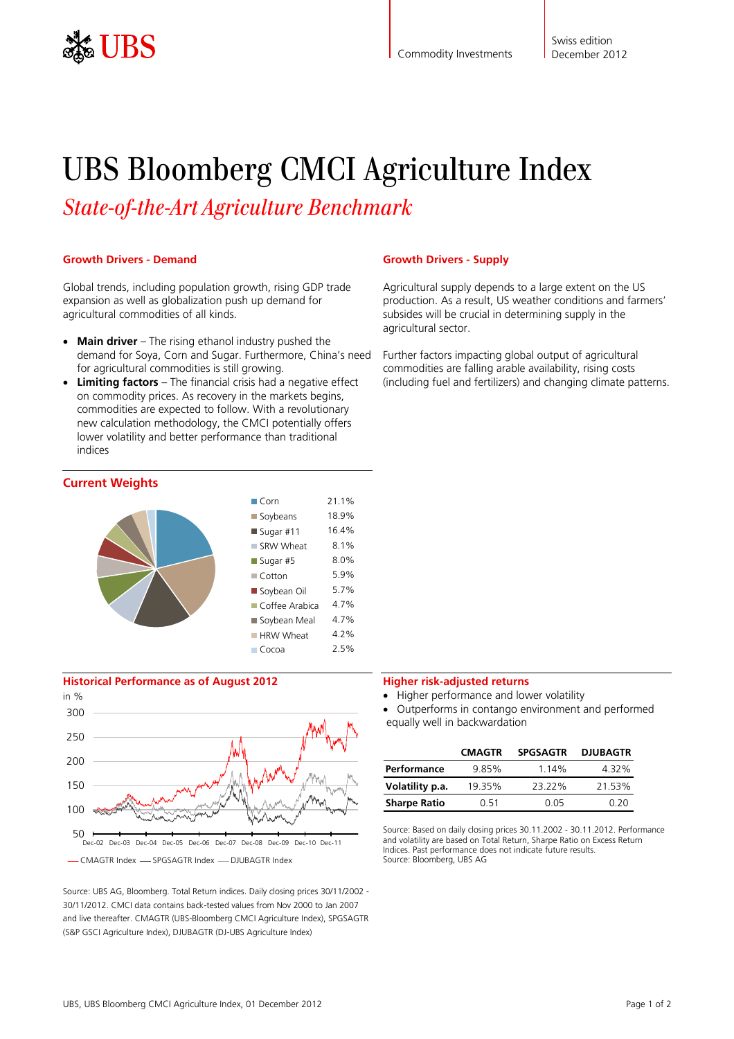# UBS Bloomberg CMCI Agriculture Index

*State-of-the-Art Agriculture Benchmark*

### Growth Drivers - Demand

Global trends, including population growth, rising GDP trade expansion as well as globalization push up demand for agricultural commodities of all kinds.

- **Main driver** – The rising ethanol industry pushed the demand for Soya, Corn and Sugar. Furthermore, China's need for agricultural commodities is still growing.
- **Limiting factors** – The financial crisis had a negative effect on commodity prices. As recovery in the markets begins, commodities are expected to follow. With a revolutionary new calculation methodology, the CMCI potentially offers lower volatility and better performance than traditional indices

### Growth Drivers - Supply

Agricultural supply depends to a large extent on the US production. As a result, US weather conditions and farmers' subsides will be crucial in determining supply in the agricultural sector.

Further factors impacting global output of agricultural commodities are falling arable availability, rising costs (including fuel and fertilizers) and changing climate patterns.

### Current Weights

| Commodity | Weight |
|---|---|
| Corn | 21.1% |
| Soybeans | 18.9% |
| Sugar #11 | 16.4% |
| SRW Wheat | 8.1% |
| Sugar #5 | 8.0% |
| Cotton | 5.9% |
| Soybean Oil | 5.7% |
| Coffee Arabica | 4.7% |
| Soybean Meal | 4.7% |
| HRW Wheat | 4.2% |
| Cocoa | 2.5% |

### Historical Performance as of August 2012

in %

— CMAGTR Index — SPGSAGTR Index — DJUBAGTR Index

Source: UBS AG, Bloomberg. Total Return indices. Daily closing prices 30/11/2002 - 30/11/2012. CMCI data contains back-tested values from Nov 2000 to Jan 2007 and live thereafter. CMAGTR (UBS-Bloomberg CMCI Agriculture Index), SPGSAGTR (S&P GSCI Agriculture Index), DJUBAGTR (DJ-UBS Agriculture Index)

### Higher risk-adjusted returns

- Higher performance and lower volatility
- Outperforms in contango environment and performed equally well in backwardation

| | CMAGTR | SPGSAGTR | DJUBAGTR |
|---|---|---|---|
| **Performance** | 9.85% | 1.14% | 4.32% |
| **Volatility p.a.** | 19.35% | 23.22% | 21.53% |
| **Sharpe Ratio** | 0.51 | 0.05 | 0.20 |

Source: Based on daily closing prices 30.11.2002 - 30.11.2012. Performance and volatility are based on Total Return, Sharpe Ratio on Excess Return Indices. Past performance does not indicate future results.
Source: Bloomberg, UBS AG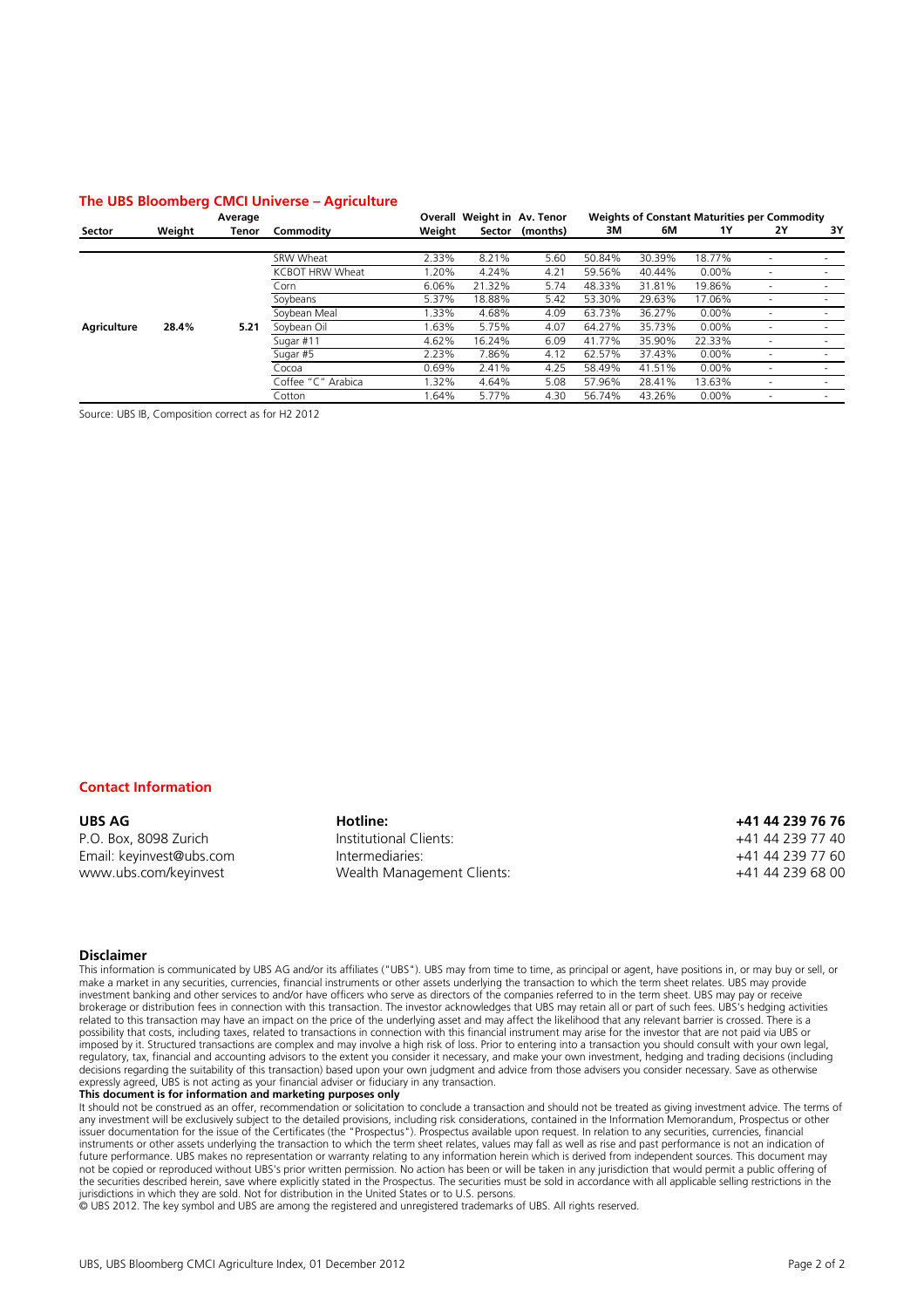## The UBS Bloomberg CMCI Universe – Agriculture

| Sector | Weight | Average Tenor | Commodity | Overall Weight | Weight in Sector | Av. Tenor (months) | Weights of Constant Maturities per Commodity 3M | 6M | 1Y | 2Y | 3Y |
|---|---|---|---|---|---|---|---|---|---|---|---|
| Agriculture | 28.4% | 5.21 | SRW Wheat | 2.33% | 8.21% | 5.60 | 50.84% | 30.39% | 18.77% | - | - |
| | | | KCBOT HRW Wheat | 1.20% | 4.24% | 4.21 | 59.56% | 40.44% | 0.00% | - | - |
| | | | Corn | 6.06% | 21.32% | 5.74 | 48.33% | 31.81% | 19.86% | - | - |
| | | | Soybeans | 5.37% | 18.88% | 5.42 | 53.30% | 29.63% | 17.06% | - | - |
| | | | Soybean Meal | 1.33% | 4.68% | 4.09 | 63.73% | 36.27% | 0.00% | - | - |
| | | | Soybean Oil | 1.63% | 5.75% | 4.07 | 64.27% | 35.73% | 0.00% | - | - |
| | | | Sugar #11 | 4.62% | 16.24% | 6.09 | 41.77% | 35.90% | 22.33% | - | - |
| | | | Sugar #5 | 2.23% | 7.86% | 4.12 | 62.57% | 37.43% | 0.00% | - | - |
| | | | Cocoa | 0.69% | 2.41% | 4.25 | 58.49% | 41.51% | 0.00% | - | - |
| | | | Coffee "C" Arabica | 1.32% | 4.64% | 5.08 | 57.96% | 28.41% | 13.63% | - | - |
| | | | Cotton | 1.64% | 5.77% | 4.30 | 56.74% | 43.26% | 0.00% | - | - |

Source: UBS IB, Composition correct as for H2 2012

## Contact Information

| | | |
|---|---|---|
| **UBS AG** | **Hotline:** | **+41 44 239 76 76** |
| P.O. Box, 8098 Zurich | Institutional Clients: | +41 44 239 77 40 |
| Email: keyinvest@ubs.com | Intermediaries: | +41 44 239 77 60 |
| www.ubs.com/keyinvest | Wealth Management Clients: | +41 44 239 68 00 |

### Disclaimer

This information is communicated by UBS AG and/or its affiliates ("UBS"). UBS may from time to time, as principal or agent, have positions in, or may buy or sell, or make a market in any securities, currencies, financial instruments or other assets underlying the transaction to which the term sheet relates. UBS may provide investment banking and other services to and/or have officers who serve as directors of the companies referred to in the term sheet. UBS may pay or receive brokerage or distribution fees in connection with this transaction. The investor acknowledges that UBS may retain all or part of such fees. UBS's hedging activities related to this transaction may have an impact on the price of the underlying asset and may affect the likelihood that any relevant barrier is crossed. There is a possibility that costs, including taxes, related to transactions in connection with this financial instrument may arise for the investor that are not paid via UBS or imposed by it. Structured transactions are complex and may involve a high risk of loss. Prior to entering into a transaction you should consult with your own legal, regulatory, tax, financial and accounting advisors to the extent you consider it necessary, and make your own investment, hedging and trading decisions (including decisions regarding the suitability of this transaction) based upon your own judgment and advice from those advisers you consider necessary. Save as otherwise expressly agreed, UBS is not acting as your financial adviser or fiduciary in any transaction.

**This document is for information and marketing purposes only**

It should not be construed as an offer, recommendation or solicitation to conclude a transaction and should not be treated as giving investment advice. The terms of any investment will be exclusively subject to the detailed provisions, including risk considerations, contained in the Information Memorandum, Prospectus or other issuer documentation for the issue of the Certificates (the "Prospectus"). Prospectus available upon request. In relation to any securities, currencies, financial instruments or other assets underlying the transaction to which the term sheet relates, values may fall as well as rise and past performance is not an indication of future performance. UBS makes no representation or warranty relating to any information herein which is derived from independent sources. This document may not be copied or reproduced without UBS's prior written permission. No action has been or will be taken in any jurisdiction that would permit a public offering of the securities described herein, save where explicitly stated in the Prospectus. The securities must be sold in accordance with all applicable selling restrictions in the jurisdictions in which they are sold. Not for distribution in the United States or to U.S. persons.

© UBS 2012. The key symbol and UBS are among the registered and unregistered trademarks of UBS. All rights reserved.